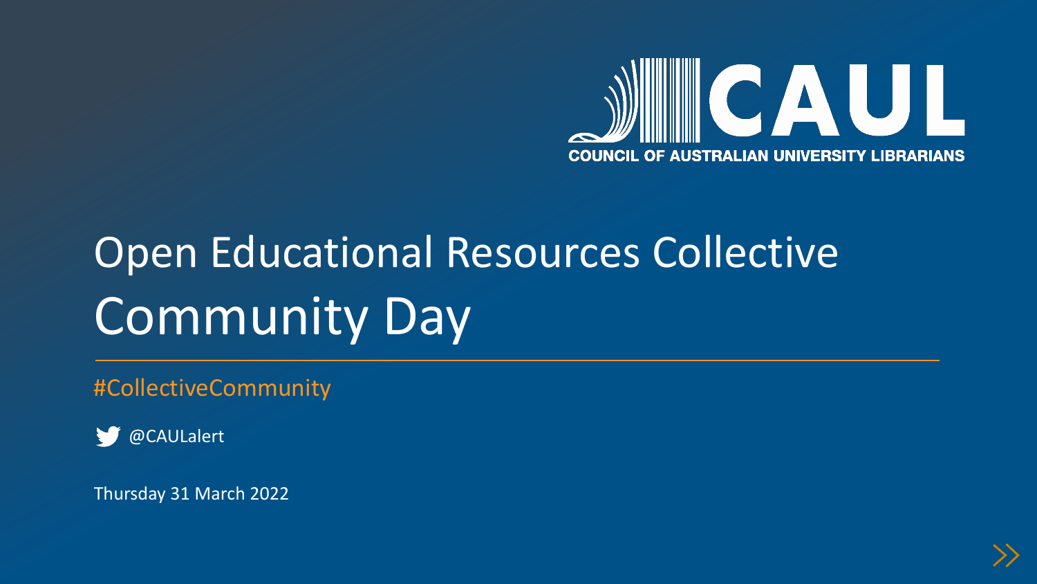COUNCIL OF AUSTRALIAN UNIVERSITY LIBRARIANS

# Open Educational Resources Collective Community Day

#CollectiveCommunity

@CAULalert

Thursday 31 March 2022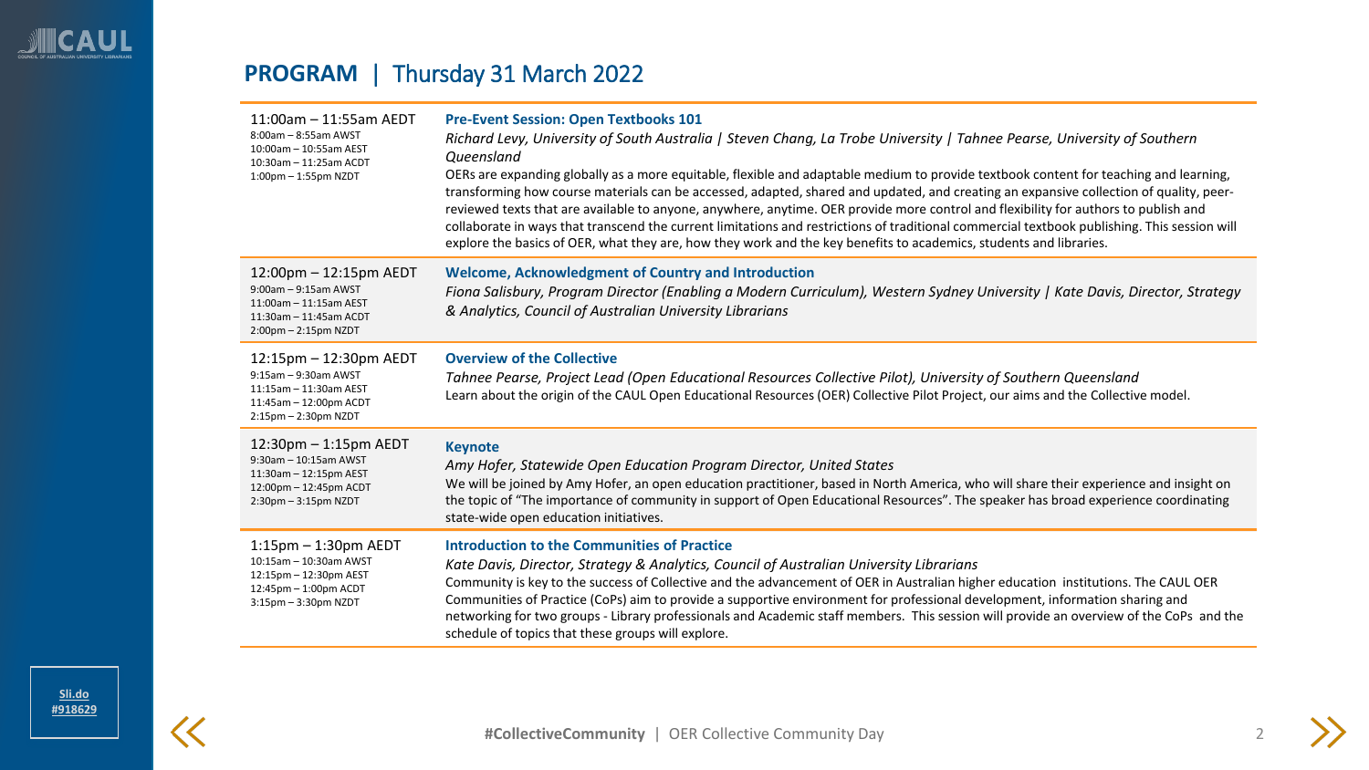## PROGRAM | Thursday 31 March 2022

| Time | Session |
|---|---|
| 11:00am – 11:55am AEDT<br>8:00am – 8:55am AWST<br>10:00am – 10:55am AEST<br>10:30am – 11:25am ACDT<br>1:00pm – 1:55pm NZDT | **Pre-Event Session: Open Textbooks 101**<br>*Richard Levy, University of South Australia \| Steven Chang, La Trobe University \| Tahnee Pearse, University of Southern Queensland*<br>OERs are expanding globally as a more equitable, flexible and adaptable medium to provide textbook content for teaching and learning, transforming how course materials can be accessed, adapted, shared and updated, and creating an expansive collection of quality, peer-reviewed texts that are available to anyone, anywhere, anytime. OER provide more control and flexibility for authors to publish and collaborate in ways that transcend the current limitations and restrictions of traditional commercial textbook publishing. This session will explore the basics of OER, what they are, how they work and the key benefits to academics, students and libraries. |
| 12:00pm – 12:15pm AEDT<br>9:00am – 9:15am AWST<br>11:00am – 11:15am AEST<br>11:30am – 11:45am ACDT<br>2:00pm – 2:15pm NZDT | **Welcome, Acknowledgment of Country and Introduction**<br>*Fiona Salisbury, Program Director (Enabling a Modern Curriculum), Western Sydney University \| Kate Davis, Director, Strategy & Analytics, Council of Australian University Librarians* |
| 12:15pm – 12:30pm AEDT<br>9:15am – 9:30am AWST<br>11:15am – 11:30am AEST<br>11:45am – 12:00pm ACDT<br>2:15pm – 2:30pm NZDT | **Overview of the Collective**<br>*Tahnee Pearse, Project Lead (Open Educational Resources Collective Pilot), University of Southern Queensland*<br>Learn about the origin of the CAUL Open Educational Resources (OER) Collective Pilot Project, our aims and the Collective model. |
| 12:30pm – 1:15pm AEDT<br>9:30am – 10:15am AWST<br>11:30am – 12:15pm AEST<br>12:00pm – 12:45pm ACDT<br>2:30pm – 3:15pm NZDT | **Keynote**<br>*Amy Hofer, Statewide Open Education Program Director, United States*<br>We will be joined by Amy Hofer, an open education practitioner, based in North America, who will share their experience and insight on the topic of "The importance of community in support of Open Educational Resources". The speaker has broad experience coordinating state-wide open education initiatives. |
| 1:15pm – 1:30pm AEDT<br>10:15am – 10:30am AWST<br>12:15pm – 12:30pm AEST<br>12:45pm – 1:00pm ACDT<br>3:15pm – 3:30pm NZDT | **Introduction to the Communities of Practice**<br>*Kate Davis, Director, Strategy & Analytics, Council of Australian University Librarians*<br>Community is key to the success of Collective and the advancement of OER in Australian higher education institutions. The CAUL OER Communities of Practice (CoPs) aim to provide a supportive environment for professional development, information sharing and networking for two groups - Library professionals and Academic staff members. This session will provide an overview of the CoPs and the schedule of topics that these groups will explore. |

Sli.do #918629

#CollectiveCommunity | OER Collective Community Day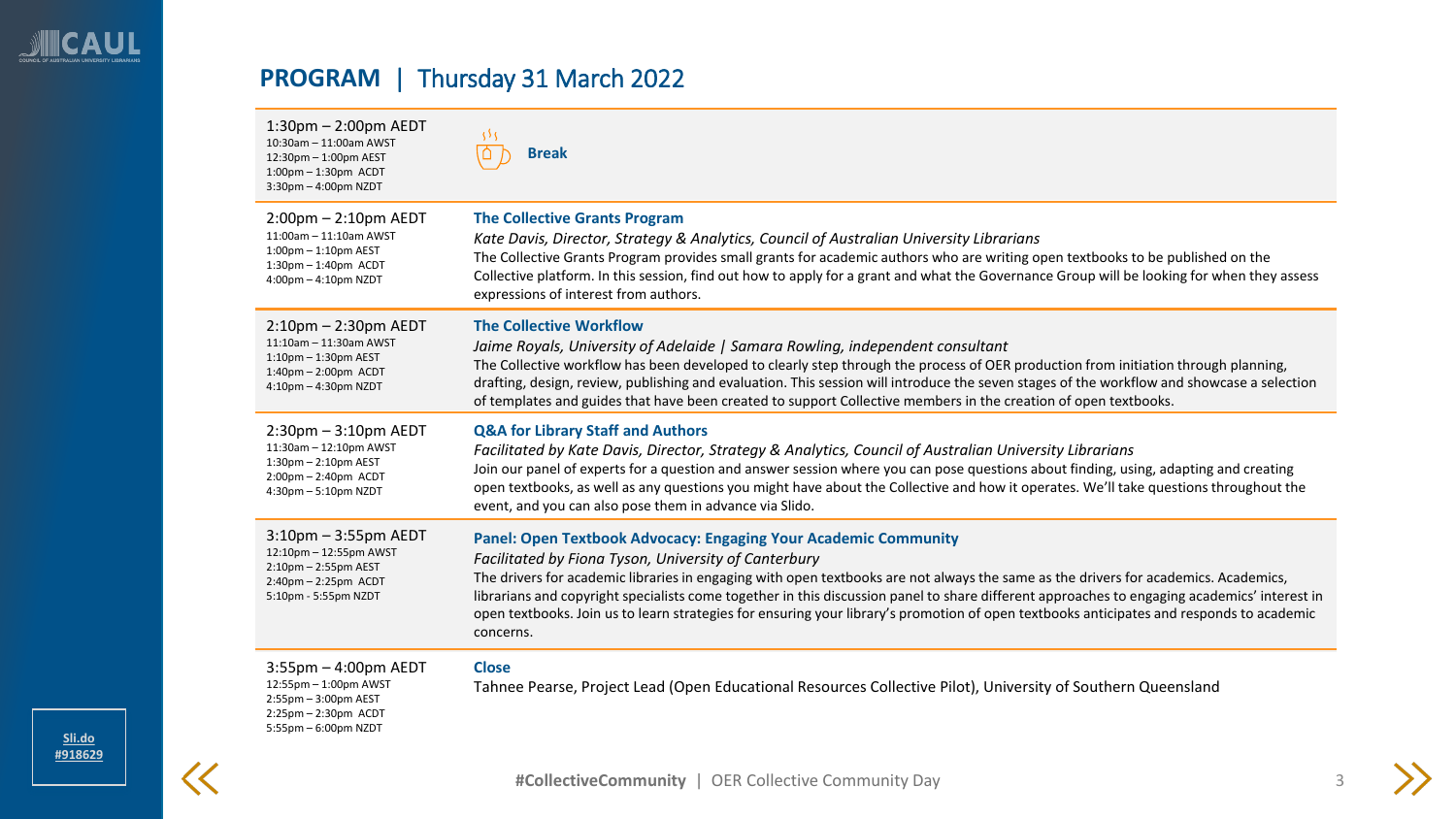## PROGRAM | Thursday 31 March 2022

| Time | Session |
| --- | --- |
| 1:30pm – 2:00pm AEDT<br>10:30am – 11:00am AWST<br>12:30pm – 1:00pm AEST<br>1:00pm – 1:30pm ACDT<br>3:30pm – 4:00pm NZDT | **Break** |
| 2:00pm – 2:10pm AEDT<br>11:00am – 11:10am AWST<br>1:00pm – 1:10pm AEST<br>1:30pm – 1:40pm ACDT<br>4:00pm – 4:10pm NZDT | **The Collective Grants Program**<br>*Kate Davis, Director, Strategy & Analytics, Council of Australian University Librarians*<br>The Collective Grants Program provides small grants for academic authors who are writing open textbooks to be published on the Collective platform. In this session, find out how to apply for a grant and what the Governance Group will be looking for when they assess expressions of interest from authors. |
| 2:10pm – 2:30pm AEDT<br>11:10am – 11:30am AWST<br>1:10pm – 1:30pm AEST<br>1:40pm – 2:00pm ACDT<br>4:10pm – 4:30pm NZDT | **The Collective Workflow**<br>*Jaime Royals, University of Adelaide \| Samara Rowling, independent consultant*<br>The Collective workflow has been developed to clearly step through the process of OER production from initiation through planning, drafting, design, review, publishing and evaluation. This session will introduce the seven stages of the workflow and showcase a selection of templates and guides that have been created to support Collective members in the creation of open textbooks. |
| 2:30pm – 3:10pm AEDT<br>11:30am – 12:10pm AWST<br>1:30pm – 2:10pm AEST<br>2:00pm – 2:40pm ACDT<br>4:30pm – 5:10pm NZDT | **Q&A for Library Staff and Authors**<br>*Facilitated by Kate Davis, Director, Strategy & Analytics, Council of Australian University Librarians*<br>Join our panel of experts for a question and answer session where you can pose questions about finding, using, adapting and creating open textbooks, as well as any questions you might have about the Collective and how it operates. We'll take questions throughout the event, and you can also pose them in advance via Slido. |
| 3:10pm – 3:55pm AEDT<br>12:10pm – 12:55pm AWST<br>2:10pm – 2:55pm AEST<br>2:40pm – 2:25pm ACDT<br>5:10pm - 5:55pm NZDT | **Panel: Open Textbook Advocacy: Engaging Your Academic Community**<br>*Facilitated by Fiona Tyson, University of Canterbury*<br>The drivers for academic libraries in engaging with open textbooks are not always the same as the drivers for academics. Academics, librarians and copyright specialists come together in this discussion panel to share different approaches to engaging academics' interest in open textbooks. Join us to learn strategies for ensuring your library's promotion of open textbooks anticipates and responds to academic concerns. |
| 3:55pm – 4:00pm AEDT<br>12:55pm – 1:00pm AWST<br>2:55pm – 3:00pm AEST<br>2:25pm – 2:30pm ACDT<br>5:55pm – 6:00pm NZDT | **Close**<br>Tahnee Pearse, Project Lead (Open Educational Resources Collective Pilot), University of Southern Queensland |

Sli.do #918629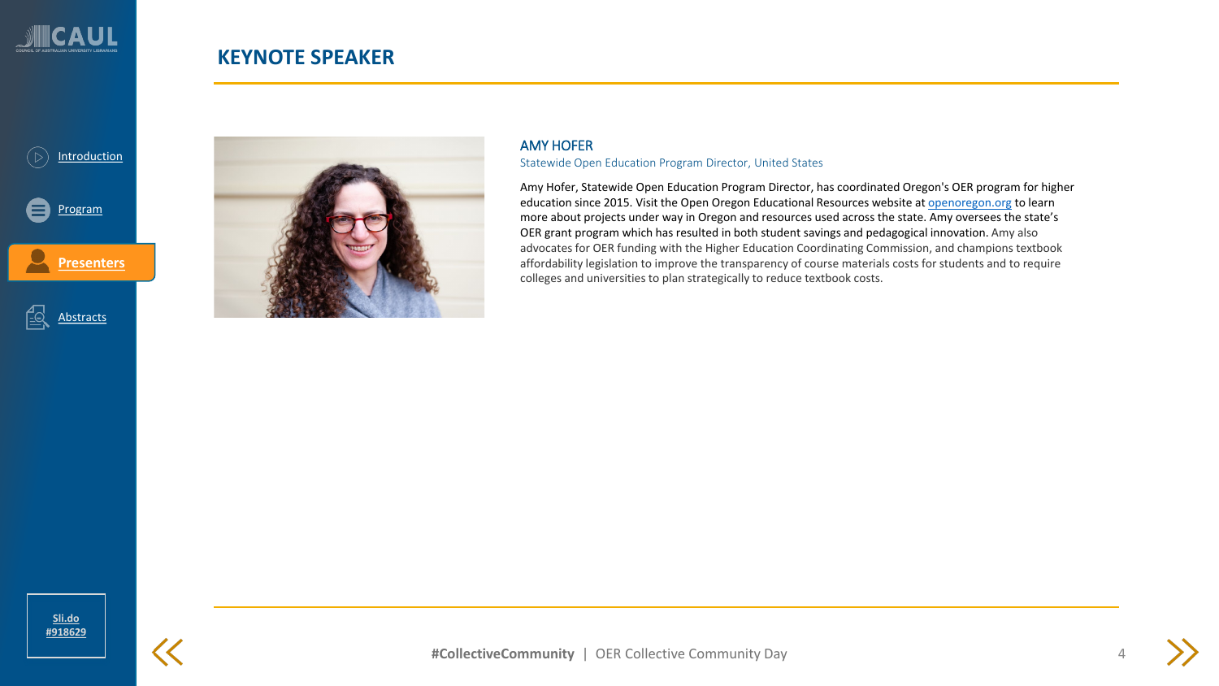## KEYNOTE SPEAKER

### AMY HOFER

Statewide Open Education Program Director, United States

Amy Hofer, Statewide Open Education Program Director, has coordinated Oregon's OER program for higher education since 2015. Visit the Open Oregon Educational Resources website at [openoregon.org](https://openoregon.org) to learn more about projects under way in Oregon and resources used across the state. Amy oversees the state's OER grant program which has resulted in both student savings and pedagogical innovation. Amy also advocates for OER funding with the Higher Education Coordinating Commission, and champions textbook affordability legislation to improve the transparency of course materials costs for students and to require colleges and universities to plan strategically to reduce textbook costs.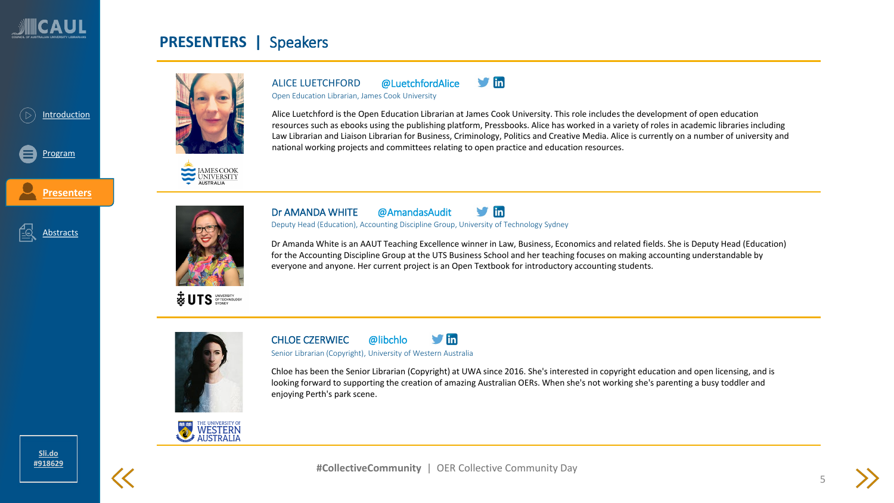## PRESENTERS | Speakers

### ALICE LUETCHFORD @LuetchfordAlice

Open Education Librarian, James Cook University

Alice Luetchford is the Open Education Librarian at James Cook University. This role includes the development of open education resources such as ebooks using the publishing platform, Pressbooks. Alice has worked in a variety of roles in academic libraries including Law Librarian and Liaison Librarian for Business, Criminology, Politics and Creative Media. Alice is currently on a number of university and national working projects and committees relating to open practice and education resources.

### Dr AMANDA WHITE @AmandasAudit

Deputy Head (Education), Accounting Discipline Group, University of Technology Sydney

Dr Amanda White is an AAUT Teaching Excellence winner in Law, Business, Economics and related fields. She is Deputy Head (Education) for the Accounting Discipline Group at the UTS Business School and her teaching focuses on making accounting understandable by everyone and anyone. Her current project is an Open Textbook for introductory accounting students.

### CHLOE CZERWIEC @libchlo

Senior Librarian (Copyright), University of Western Australia

Chloe has been the Senior Librarian (Copyright) at UWA since 2016. She's interested in copyright education and open licensing, and is looking forward to supporting the creation of amazing Australian OERs. When she's not working she's parenting a busy toddler and enjoying Perth's park scene.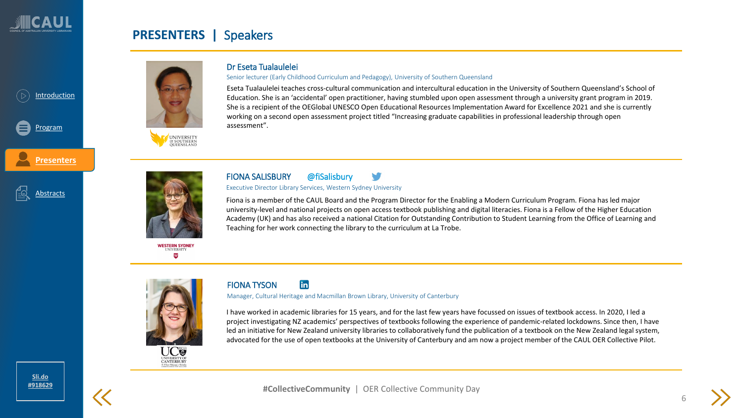# PRESENTERS | Speakers

### Dr Eseta Tualaulelei

Senior lecturer (Early Childhood Curriculum and Pedagogy), University of Southern Queensland

Eseta Tualaulelei teaches cross-cultural communication and intercultural education in the University of Southern Queensland's School of Education. She is an 'accidental' open practitioner, having stumbled upon open assessment through a university grant program in 2019. She is a recipient of the OEGlobal UNESCO Open Educational Resources Implementation Award for Excellence 2021 and she is currently working on a second open assessment project titled "Increasing graduate capabilities in professional leadership through open assessment".

### FIONA SALISBURY @fiSalisbury

Executive Director Library Services, Western Sydney University

Fiona is a member of the CAUL Board and the Program Director for the Enabling a Modern Curriculum Program. Fiona has led major university-level and national projects on open access textbook publishing and digital literacies. Fiona is a Fellow of the Higher Education Academy (UK) and has also received a national Citation for Outstanding Contribution to Student Learning from the Office of Learning and Teaching for her work connecting the library to the curriculum at La Trobe.

### FIONA TYSON

Manager, Cultural Heritage and Macmillan Brown Library, University of Canterbury

I have worked in academic libraries for 15 years, and for the last few years have focussed on issues of textbook access. In 2020, I led a project investigating NZ academics' perspectives of textbooks following the experience of pandemic-related lockdowns. Since then, I have led an initiative for New Zealand university libraries to collaboratively fund the publication of a textbook on the New Zealand legal system, advocated for the use of open textbooks at the University of Canterbury and am now a project member of the CAUL OER Collective Pilot.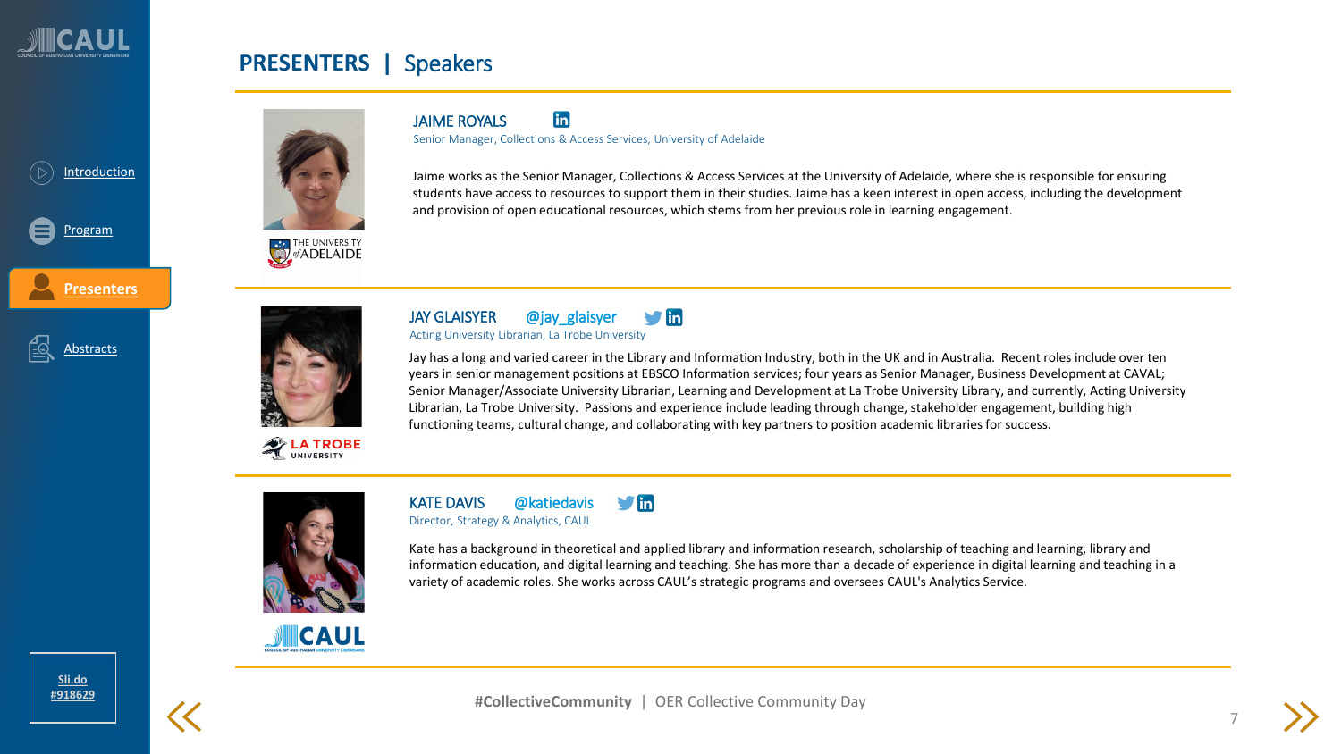## PRESENTERS | Speakers

### JAIME ROYALS

Senior Manager, Collections & Access Services, University of Adelaide

Jaime works as the Senior Manager, Collections & Access Services at the University of Adelaide, where she is responsible for ensuring students have access to resources to support them in their studies. Jaime has a keen interest in open access, including the development and provision of open educational resources, which stems from her previous role in learning engagement.

### JAY GLAISYER @jay_glaisyer

Acting University Librarian, La Trobe University

Jay has a long and varied career in the Library and Information Industry, both in the UK and in Australia. Recent roles include over ten years in senior management positions at EBSCO Information services; four years as Senior Manager, Business Development at CAVAL; Senior Manager/Associate University Librarian, Learning and Development at La Trobe University Library, and currently, Acting University Librarian, La Trobe University. Passions and experience include leading through change, stakeholder engagement, building high functioning teams, cultural change, and collaborating with key partners to position academic libraries for success.

### KATE DAVIS @katiedavis

Director, Strategy & Analytics, CAUL

Kate has a background in theoretical and applied library and information research, scholarship of teaching and learning, library and information education, and digital learning and teaching. She has more than a decade of experience in digital learning and teaching in a variety of academic roles. She works across CAUL's strategic programs and oversees CAUL's Analytics Service.

**#CollectiveCommunity** | OER Collective Community Day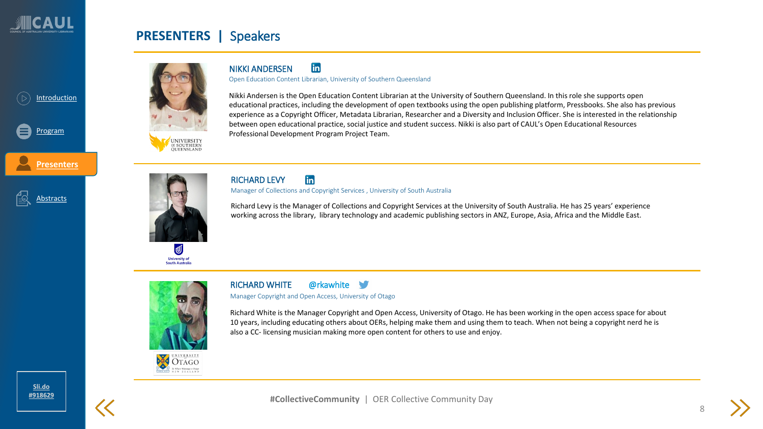## PRESENTERS | Speakers

### NIKKI ANDERSEN

Open Education Content Librarian, University of Southern Queensland

Nikki Andersen is the Open Education Content Librarian at the University of Southern Queensland. In this role she supports open educational practices, including the development of open textbooks using the open publishing platform, Pressbooks. She also has previous experience as a Copyright Officer, Metadata Librarian, Researcher and a Diversity and Inclusion Officer. She is interested in the relationship between open educational practice, social justice and student success. Nikki is also part of CAUL's Open Educational Resources Professional Development Program Project Team.

### RICHARD LEVY

Manager of Collections and Copyright Services , University of South Australia

Richard Levy is the Manager of Collections and Copyright Services at the University of South Australia. He has 25 years' experience working across the library, library technology and academic publishing sectors in ANZ, Europe, Asia, Africa and the Middle East.

### RICHARD WHITE @rkawhite

Manager Copyright and Open Access, University of Otago

Richard White is the Manager Copyright and Open Access, University of Otago. He has been working in the open access space for about 10 years, including educating others about OERs, helping make them and using them to teach. When not being a copyright nerd he is also a CC- licensing musician making more open content for others to use and enjoy.

#CollectiveCommunity | OER Collective Community Day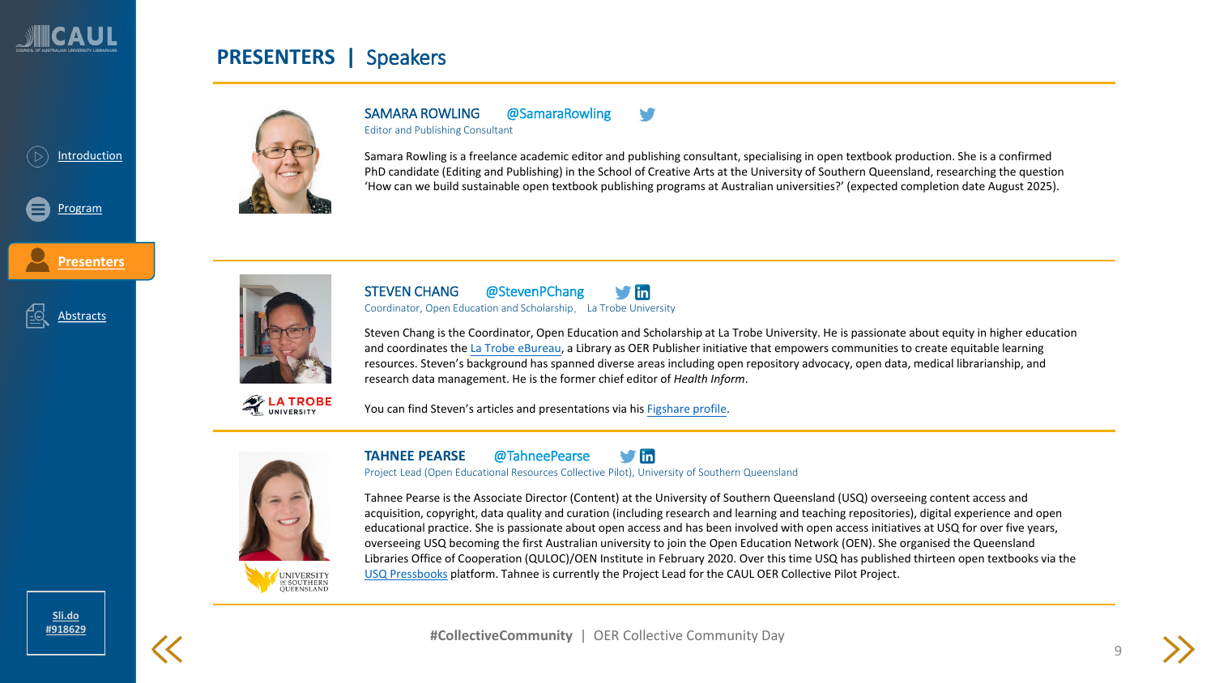# PRESENTERS | Speakers

## SAMARA ROWLING @SamaraRowling

Editor and Publishing Consultant

Samara Rowling is a freelance academic editor and publishing consultant, specialising in open textbook production. She is a confirmed PhD candidate (Editing and Publishing) in the School of Creative Arts at the University of Southern Queensland, researching the question 'How can we build sustainable open textbook publishing programs at Australian universities?' (expected completion date August 2025).

## STEVEN CHANG @StevenPChang

Coordinator, Open Education and Scholarship, La Trobe University

Steven Chang is the Coordinator, Open Education and Scholarship at La Trobe University. He is passionate about equity in higher education and coordinates the La Trobe eBureau, a Library as OER Publisher initiative that empowers communities to create equitable learning resources. Steven's background has spanned diverse areas including open repository advocacy, open data, medical librarianship, and research data management. He is the former chief editor of *Health Inform*.

You can find Steven's articles and presentations via his Figshare profile.

## TAHNEE PEARSE @TahneePearse

Project Lead (Open Educational Resources Collective Pilot), University of Southern Queensland

Tahnee Pearse is the Associate Director (Content) at the University of Southern Queensland (USQ) overseeing content access and acquisition, copyright, data quality and curation (including research and learning and teaching repositories), digital experience and open educational practice. She is passionate about open access and has been involved with open access initiatives at USQ for over five years, overseeing USQ becoming the first Australian university to join the Open Education Network (OEN). She organised the Queensland Libraries Office of Cooperation (QULOC)/OEN Institute in February 2020. Over this time USQ has published thirteen open textbooks via the USQ Pressbooks platform. Tahnee is currently the Project Lead for the CAUL OER Collective Pilot Project.